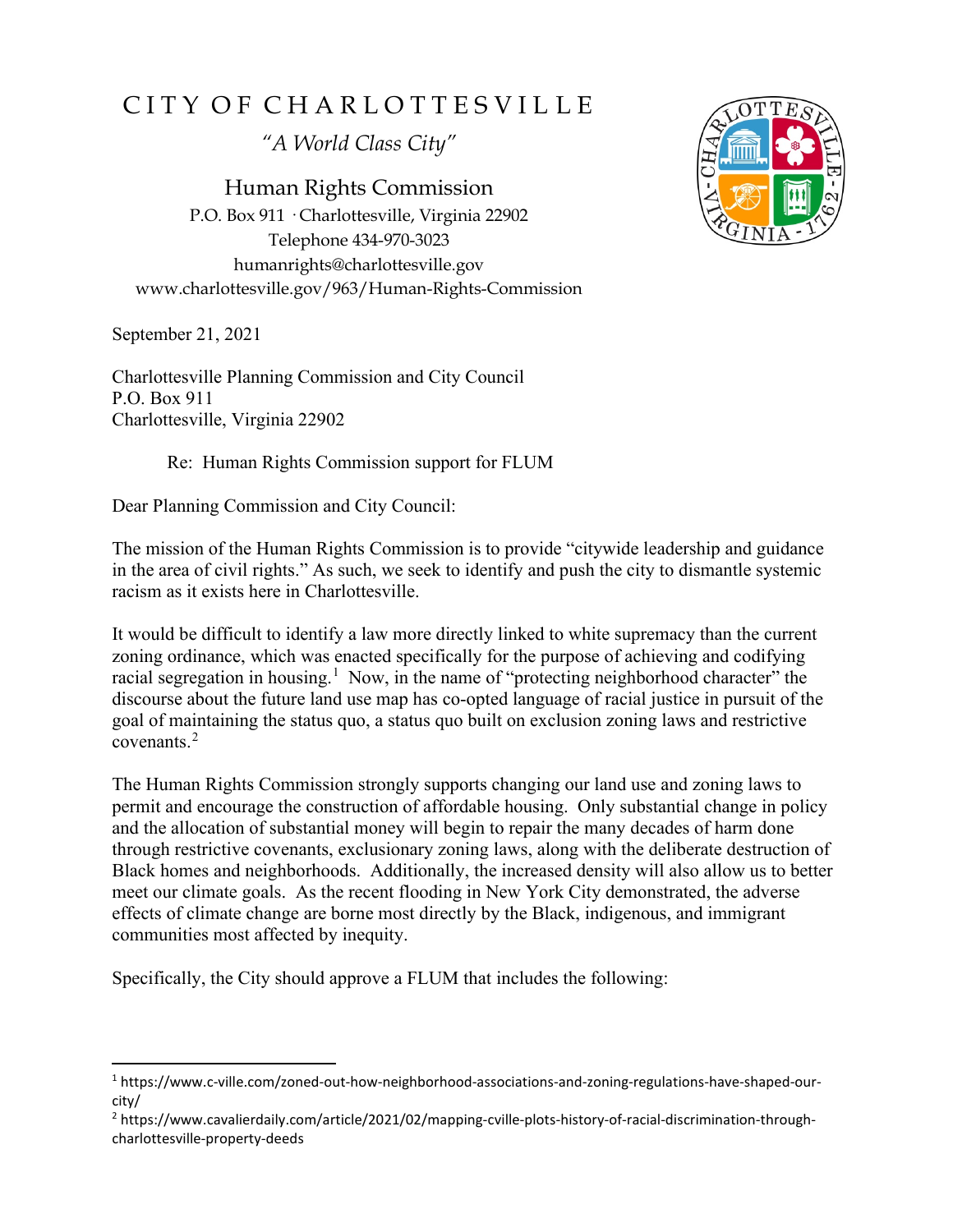# CITY OF CHARLOTTESVILLE

*"A World Class City"*

Human Rights Commission
P.O. Box 911 · Charlottesville, Virginia 22902
Telephone 434-970-3023
humanrights@charlottesville.gov
www.charlottesville.gov/963/Human-Rights-Commission

September 21, 2021

Charlottesville Planning Commission and City Council
P.O. Box 911
Charlottesville, Virginia 22902

Re: Human Rights Commission support for FLUM

Dear Planning Commission and City Council:

The mission of the Human Rights Commission is to provide "citywide leadership and guidance in the area of civil rights." As such, we seek to identify and push the city to dismantle systemic racism as it exists here in Charlottesville.

It would be difficult to identify a law more directly linked to white supremacy than the current zoning ordinance, which was enacted specifically for the purpose of achieving and codifying racial segregation in housing.[1] Now, in the name of "protecting neighborhood character" the discourse about the future land use map has co-opted language of racial justice in pursuit of the goal of maintaining the status quo, a status quo built on exclusion zoning laws and restrictive covenants.[2]

The Human Rights Commission strongly supports changing our land use and zoning laws to permit and encourage the construction of affordable housing. Only substantial change in policy and the allocation of substantial money will begin to repair the many decades of harm done through restrictive covenants, exclusionary zoning laws, along with the deliberate destruction of Black homes and neighborhoods. Additionally, the increased density will also allow us to better meet our climate goals. As the recent flooding in New York City demonstrated, the adverse effects of climate change are borne most directly by the Black, indigenous, and immigrant communities most affected by inequity.

Specifically, the City should approve a FLUM that includes the following:

---

[1] https://www.c-ville.com/zoned-out-how-neighborhood-associations-and-zoning-regulations-have-shaped-our-city/

[2] https://www.cavalierdaily.com/article/2021/02/mapping-cville-plots-history-of-racial-discrimination-through-charlottesville-property-deeds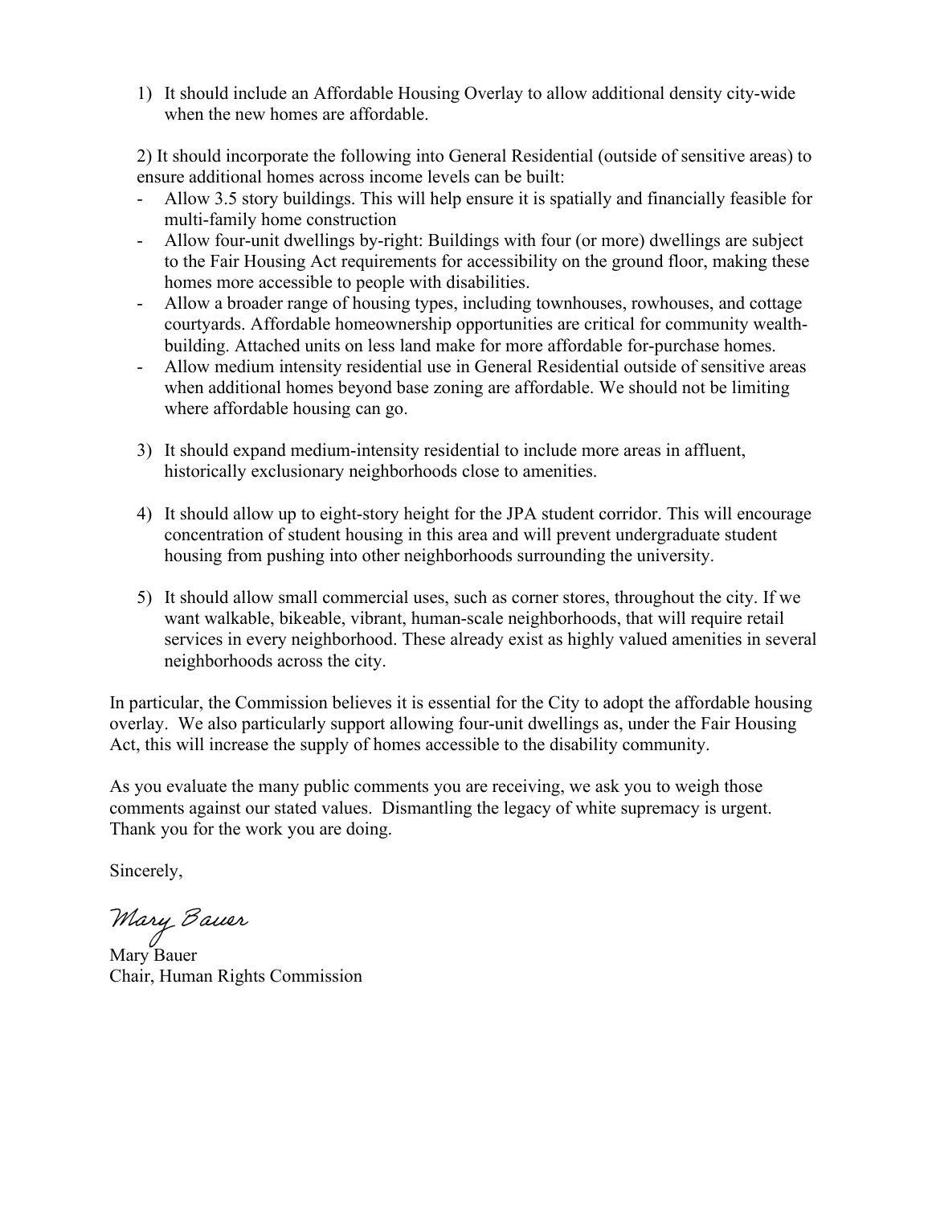1) It should include an Affordable Housing Overlay to allow additional density city-wide when the new homes are affordable.

2) It should incorporate the following into General Residential (outside of sensitive areas) to ensure additional homes across income levels can be built:

- Allow 3.5 story buildings. This will help ensure it is spatially and financially feasible for multi-family home construction
- Allow four-unit dwellings by-right: Buildings with four (or more) dwellings are subject to the Fair Housing Act requirements for accessibility on the ground floor, making these homes more accessible to people with disabilities.
- Allow a broader range of housing types, including townhouses, rowhouses, and cottage courtyards. Affordable homeownership opportunities are critical for community wealth-building. Attached units on less land make for more affordable for-purchase homes.
- Allow medium intensity residential use in General Residential outside of sensitive areas when additional homes beyond base zoning are affordable. We should not be limiting where affordable housing can go.

3) It should expand medium-intensity residential to include more areas in affluent, historically exclusionary neighborhoods close to amenities.

4) It should allow up to eight-story height for the JPA student corridor. This will encourage concentration of student housing in this area and will prevent undergraduate student housing from pushing into other neighborhoods surrounding the university.

5) It should allow small commercial uses, such as corner stores, throughout the city. If we want walkable, bikeable, vibrant, human-scale neighborhoods, that will require retail services in every neighborhood. These already exist as highly valued amenities in several neighborhoods across the city.

In particular, the Commission believes it is essential for the City to adopt the affordable housing overlay. We also particularly support allowing four-unit dwellings as, under the Fair Housing Act, this will increase the supply of homes accessible to the disability community.

As you evaluate the many public comments you are receiving, we ask you to weigh those comments against our stated values. Dismantling the legacy of white supremacy is urgent. Thank you for the work you are doing.

Sincerely,

*Mary Bauer*

Mary Bauer
Chair, Human Rights Commission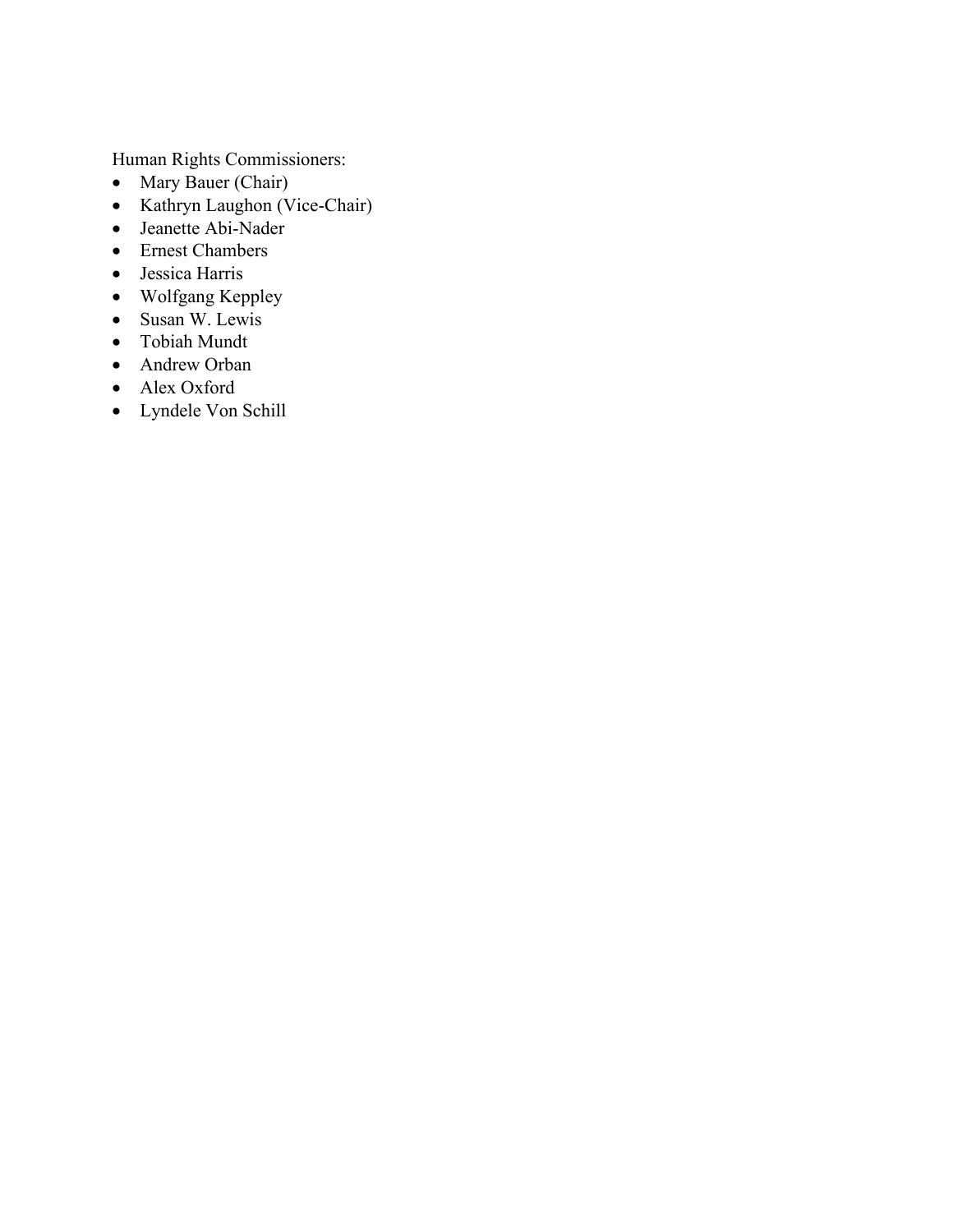Human Rights Commissioners:

- Mary Bauer (Chair)
- Kathryn Laughon (Vice-Chair)
- Jeanette Abi-Nader
- Ernest Chambers
- Jessica Harris
- Wolfgang Keppley
- Susan W. Lewis
- Tobiah Mundt
- Andrew Orban
- Alex Oxford
- Lyndele Von Schill